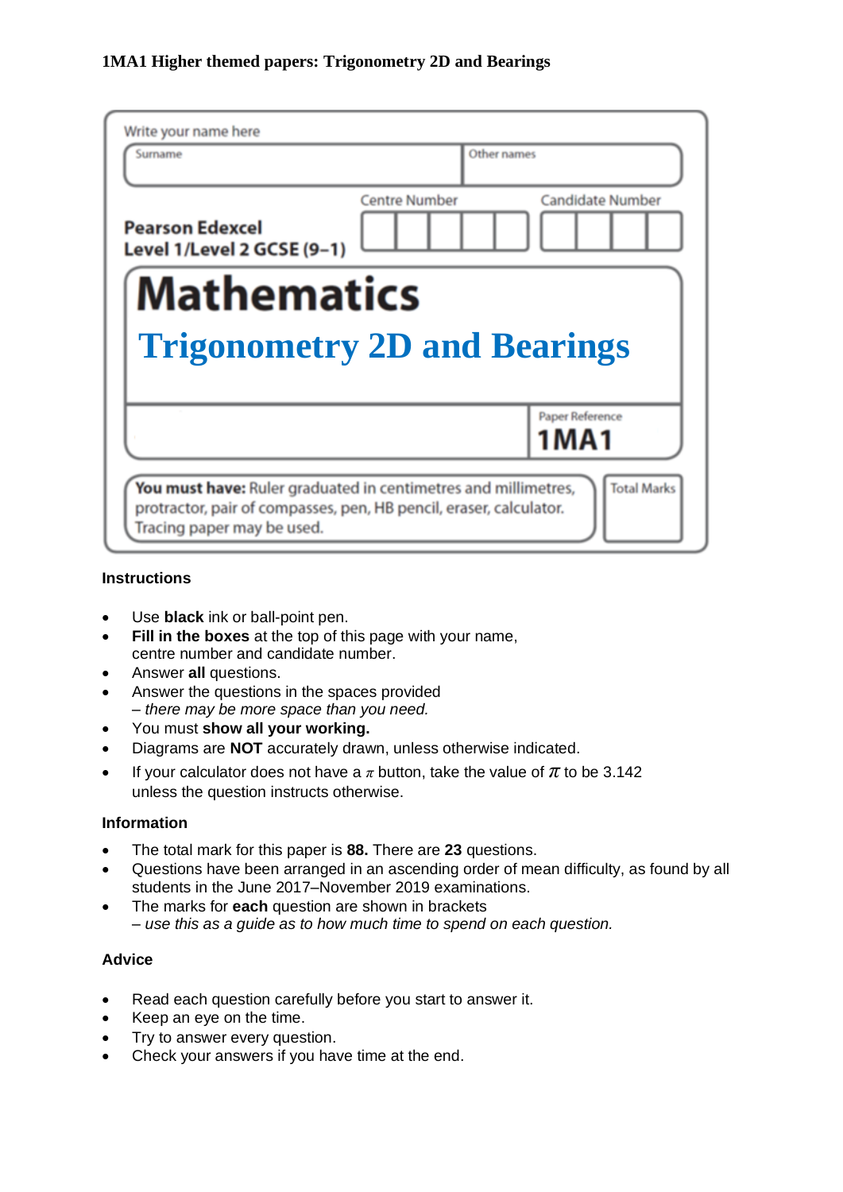**1MA1 Higher themed papers: Trigonometry 2D and Bearings**

Write your name here

| Surname | Other names |
|---|---|
| | |

**Pearson Edexcel Level 1/Level 2 GCSE (9–1)**

Centre Number | Candidate Number

# Mathematics

## Trigonometry 2D and Bearings

Paper Reference **1MA1**

**You must have:** Ruler graduated in centimetres and millimetres, protractor, pair of compasses, pen, HB pencil, eraser, calculator. Tracing paper may be used.

Total Marks

### Instructions

- Use **black** ink or ball-point pen.
- **Fill in the boxes** at the top of this page with your name, centre number and candidate number.
- Answer **all** questions.
- Answer the questions in the spaces provided
  – *there may be more space than you need.*
- You must **show all your working.**
- Diagrams are **NOT** accurately drawn, unless otherwise indicated.
- If your calculator does not have a $\pi$ button, take the value of $\pi$ to be 3.142 unless the question instructs otherwise.

### Information

- The total mark for this paper is **88.** There are **23** questions.
- Questions have been arranged in an ascending order of mean difficulty, as found by all students in the June 2017–November 2019 examinations.
- The marks for **each** question are shown in brackets
  – *use this as a guide as to how much time to spend on each question.*

### Advice

- Read each question carefully before you start to answer it.
- Keep an eye on the time.
- Try to answer every question.
- Check your answers if you have time at the end.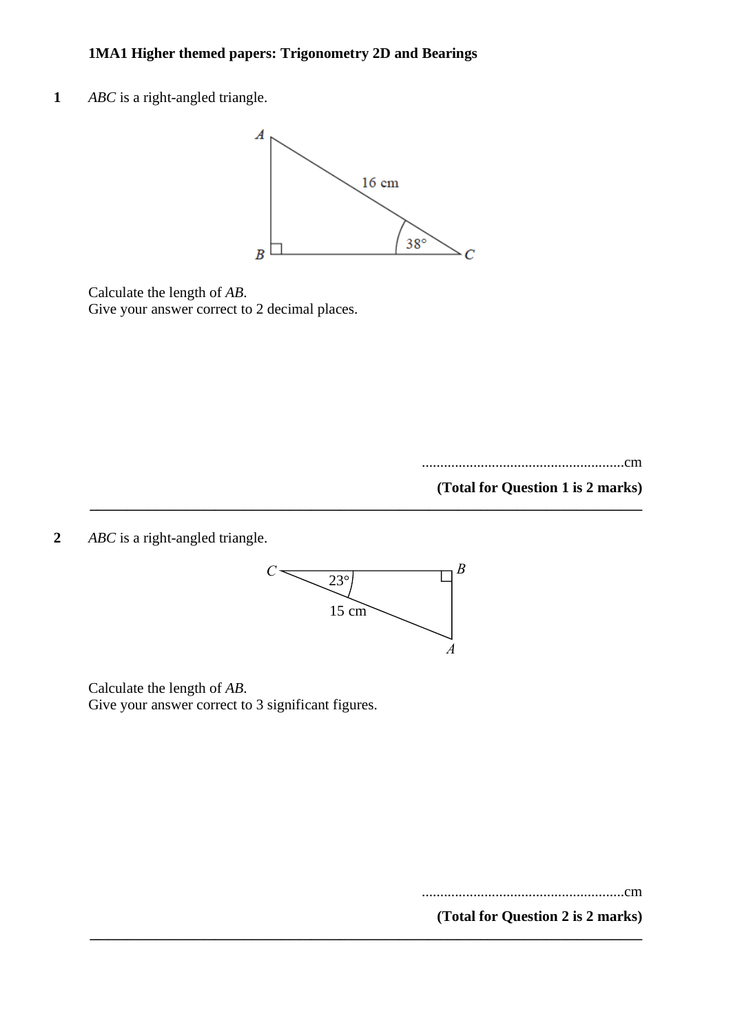**1MA1 Higher themed papers: Trigonometry 2D and Bearings**

**1** *ABC* is a right-angled triangle.

Calculate the length of *AB*.
Give your answer correct to 2 decimal places.

.......................................................cm

**(Total for Question 1 is 2 marks)**

---

**2** *ABC* is a right-angled triangle.

Calculate the length of *AB*.
Give your answer correct to 3 significant figures.

.......................................................cm

**(Total for Question 2 is 2 marks)**

---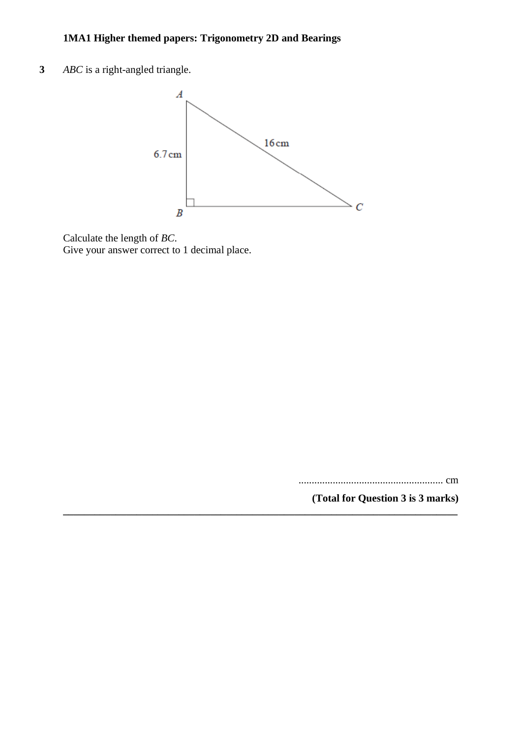**3** *ABC* is a right-angled triangle.

Calculate the length of *BC*.
Give your answer correct to 1 decimal place.

........................................................ cm

**(Total for Question 3 is 3 marks)**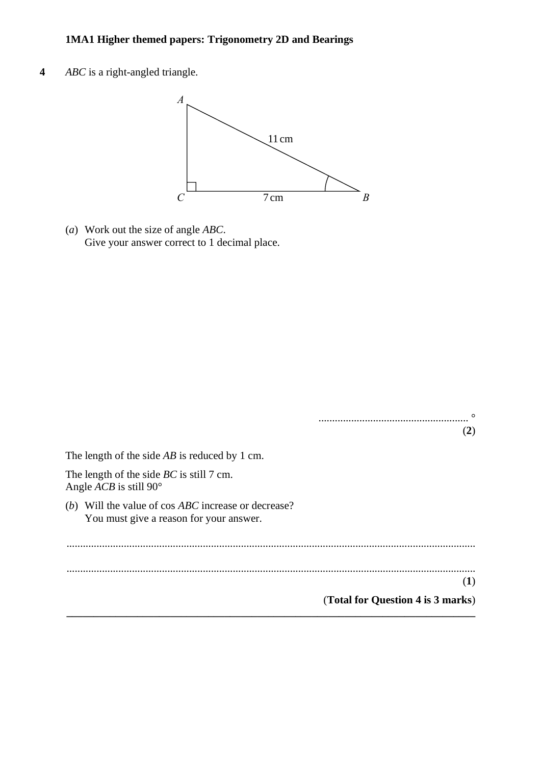**4** *ABC* is a right-angled triangle.

(*a*) Work out the size of angle *ABC*.
Give your answer correct to 1 decimal place.

.......................................................°
**(2)**

The length of the side *AB* is reduced by 1 cm.

The length of the side *BC* is still 7 cm.
Angle *ACB* is still 90°

(*b*) Will the value of cos *ABC* increase or decrease?
You must give a reason for your answer.

.......................................................................................................................................................

.......................................................................................................................................................
**(1)**

**(Total for Question 4 is 3 marks)**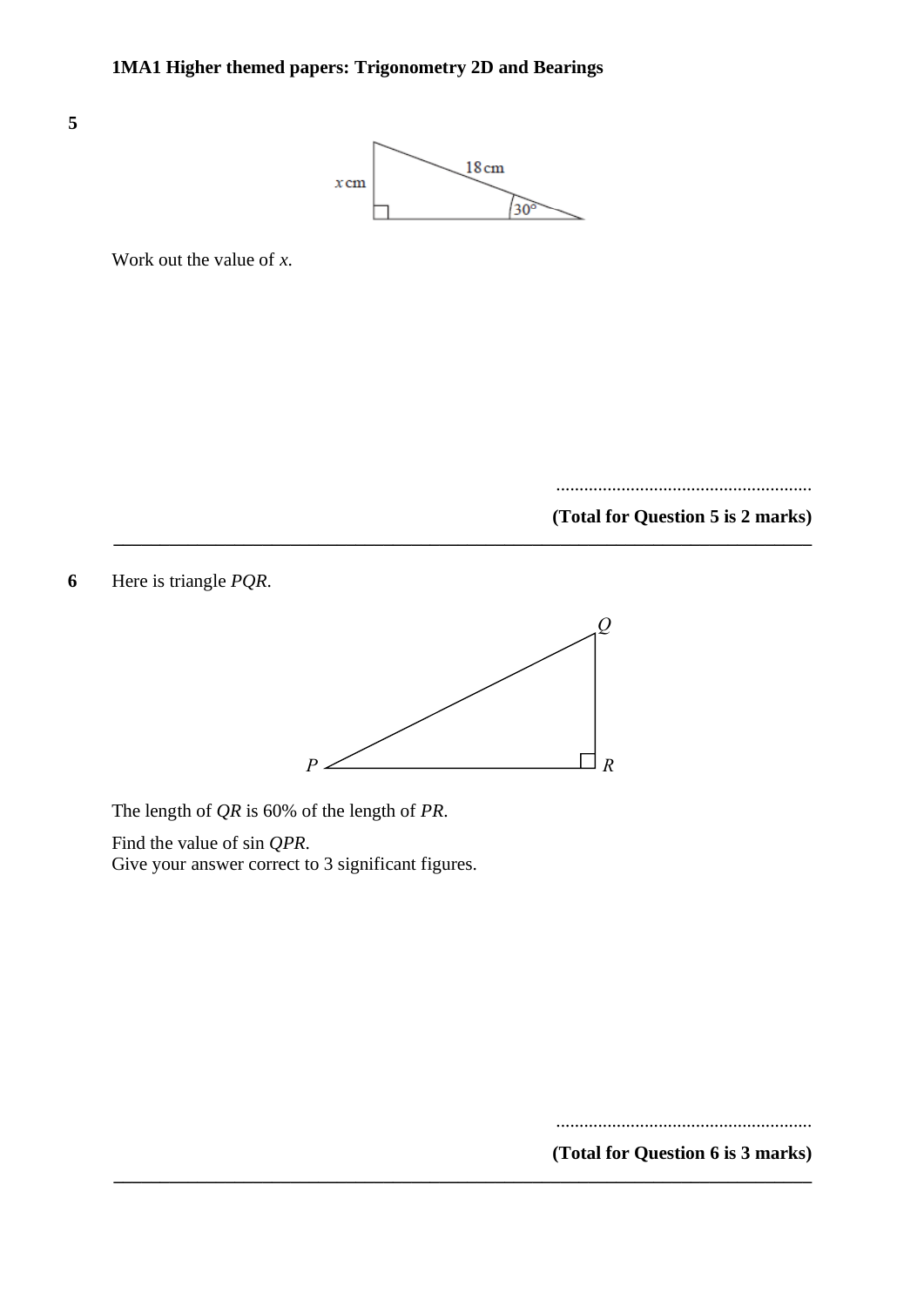**1MA1 Higher themed papers: Trigonometry 2D and Bearings**

**5**

$x$ cm

18 cm

30°

Work out the value of $x$.

.......................................................

**(Total for Question 5 is 2 marks)**

---

**6** Here is triangle *PQR*.

The length of *QR* is 60% of the length of *PR*.

Find the value of sin *QPR*.
Give your answer correct to 3 significant figures.

.......................................................

**(Total for Question 6 is 3 marks)**

---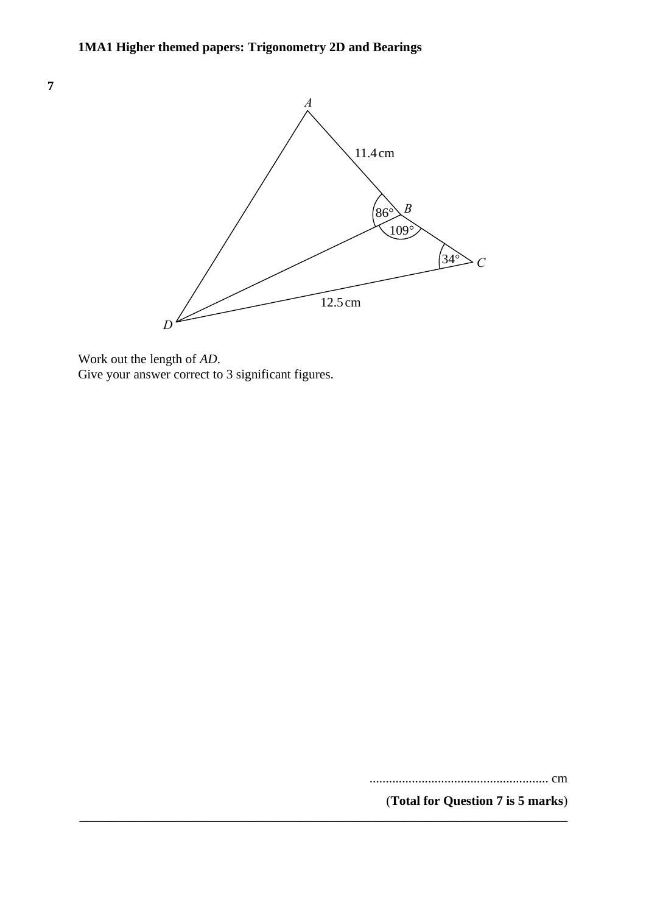**7**

Work out the length of $AD$.
Give your answer correct to 3 significant figures.

....................................................... cm

(**Total for Question 7 is 5 marks**)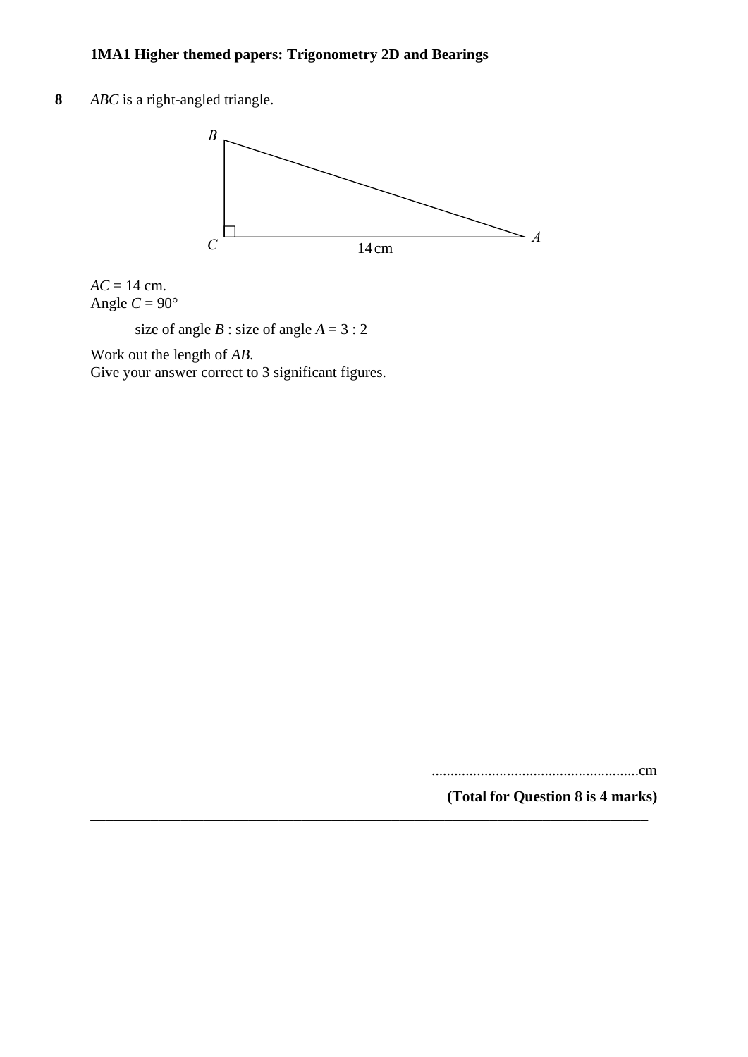**8** *ABC* is a right-angled triangle.

$AC = 14$ cm.
Angle $C = 90°$

size of angle $B$ : size of angle $A = 3 : 2$

Work out the length of *AB.*
Give your answer correct to 3 significant figures.

.......................................................cm

**(Total for Question 8 is 4 marks)**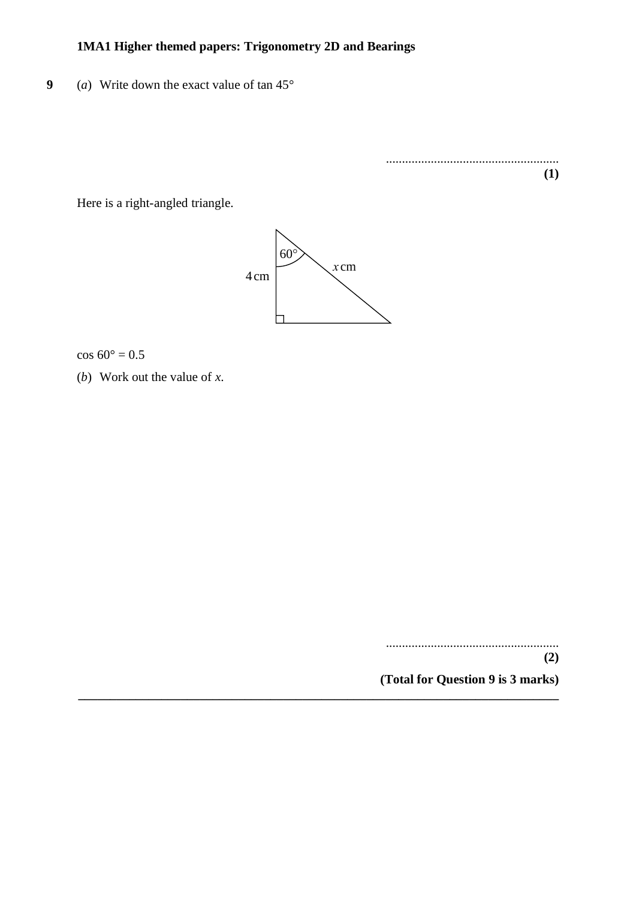**9** (*a*) Write down the exact value of tan 45°

......................................................
**(1)**

Here is a right-angled triangle.

60°

$x$ cm

4 cm

cos 60° = 0.5

(*b*) Work out the value of $x$.

......................................................
**(2)**

**(Total for Question 9 is 3 marks)**

---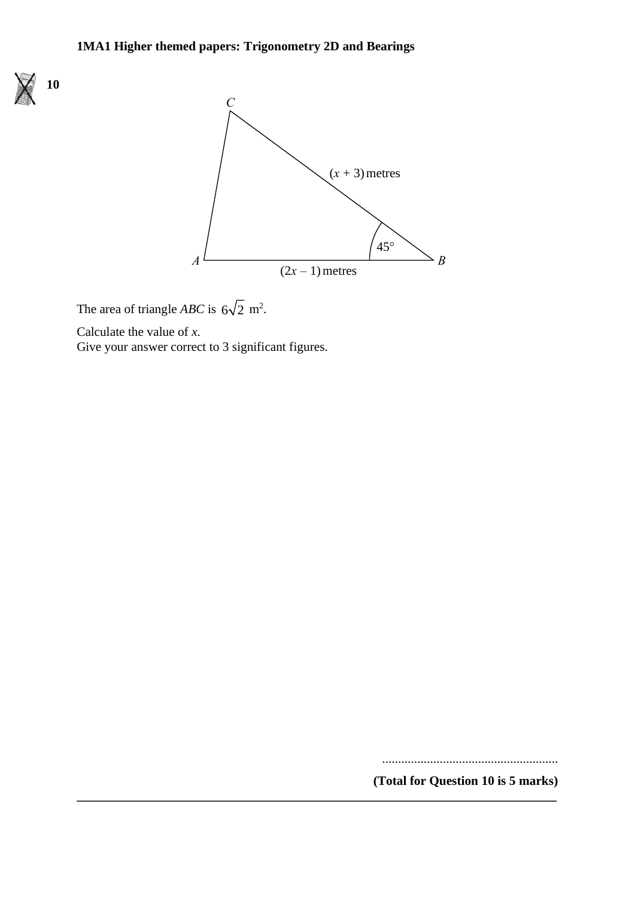**10**

C

$(x + 3)$ metres

45°

A

B

$(2x - 1)$ metres

The area of triangle *ABC* is $6\sqrt{2}$ m$^2$.

Calculate the value of *x*.
Give your answer correct to 3 significant figures.

.......................................................

**(Total for Question 10 is 5 marks)**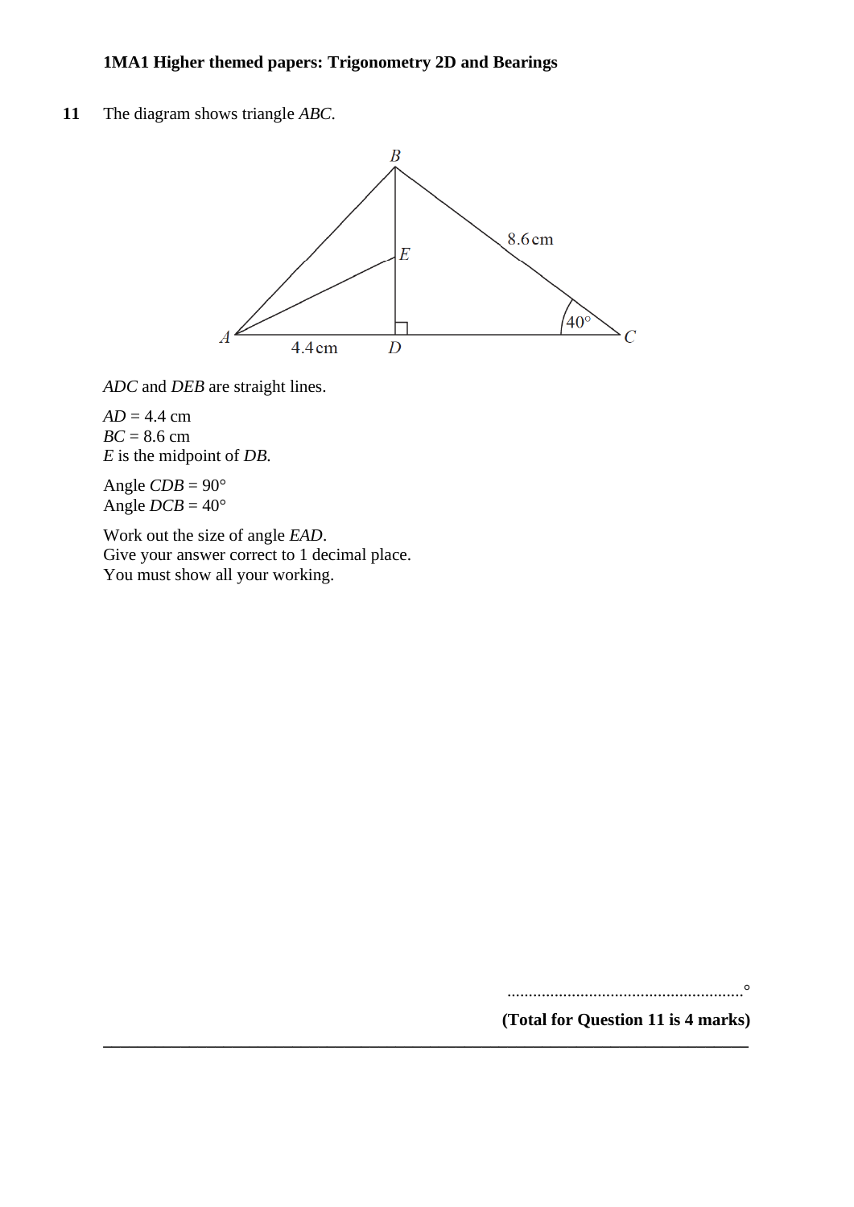**11** The diagram shows triangle $ABC$.

$ADC$ and $DEB$ are straight lines.

$AD = 4.4$ cm
$BC = 8.6$ cm
$E$ is the midpoint of $DB$.

Angle $CDB = 90°$
Angle $DCB = 40°$

Work out the size of angle $EAD$.
Give your answer correct to 1 decimal place.
You must show all your working.

..........................................................°

**(Total for Question 11 is 4 marks)**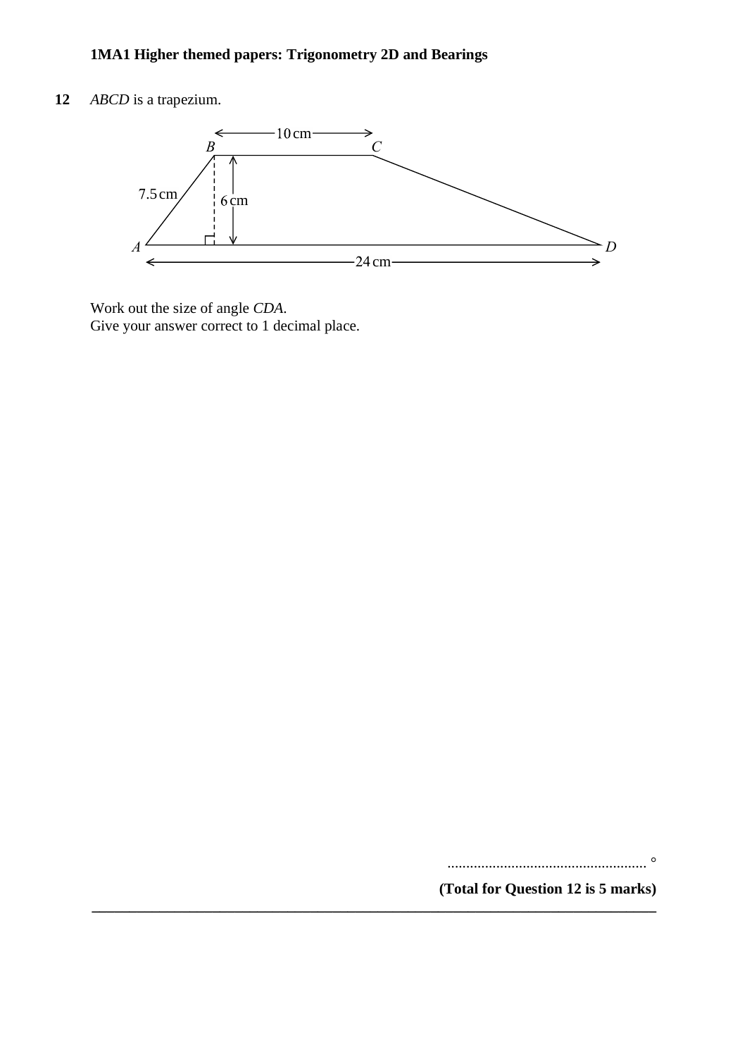**12** *ABCD* is a trapezium.

10 cm, 7.5 cm, 6 cm, 24 cm

Work out the size of angle *CDA*.
Give your answer correct to 1 decimal place.

.................................................... °

**(Total for Question 12 is 5 marks)**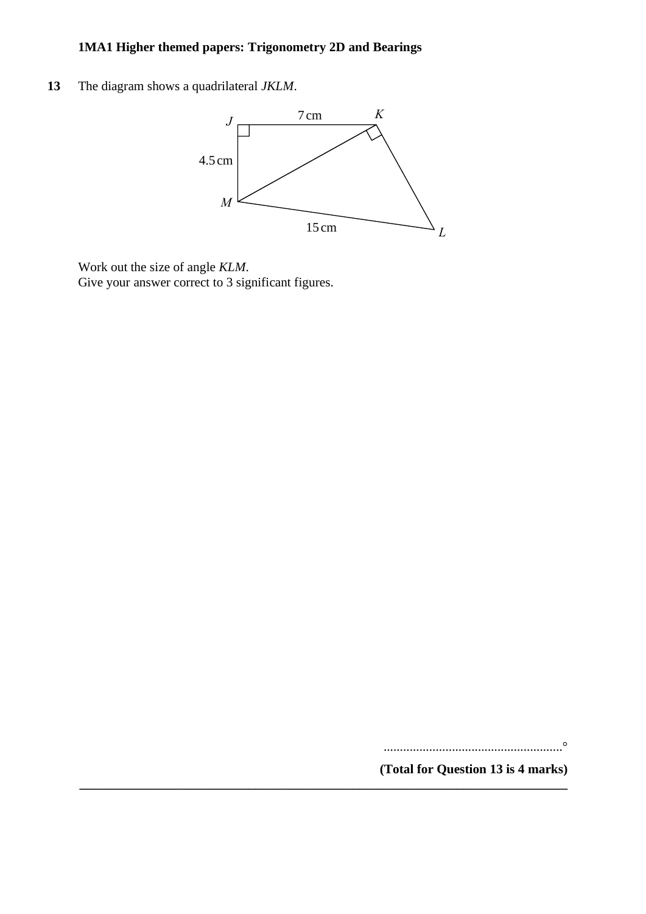**1MA1 Higher themed papers: Trigonometry 2D and Bearings**

**13** The diagram shows a quadrilateral *JKLM*.

J 7 cm K

4.5 cm

M

15 cm L

Work out the size of angle *KLM*.
Give your answer correct to 3 significant figures.

........................................................°

**(Total for Question 13 is 4 marks)**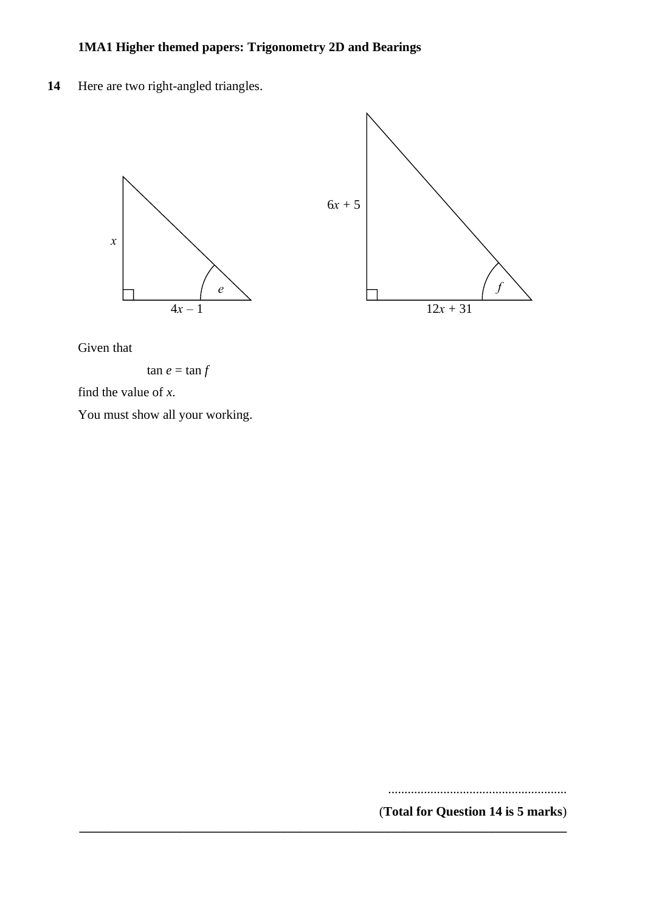**14** Here are two right-angled triangles.

$x$

$4x - 1$

$e$

$6x + 5$

$12x + 31$

$f$

Given that

$$\tan e = \tan f$$

find the value of $x$.

You must show all your working.

.......................................................

(**Total for Question 14 is 5 marks**)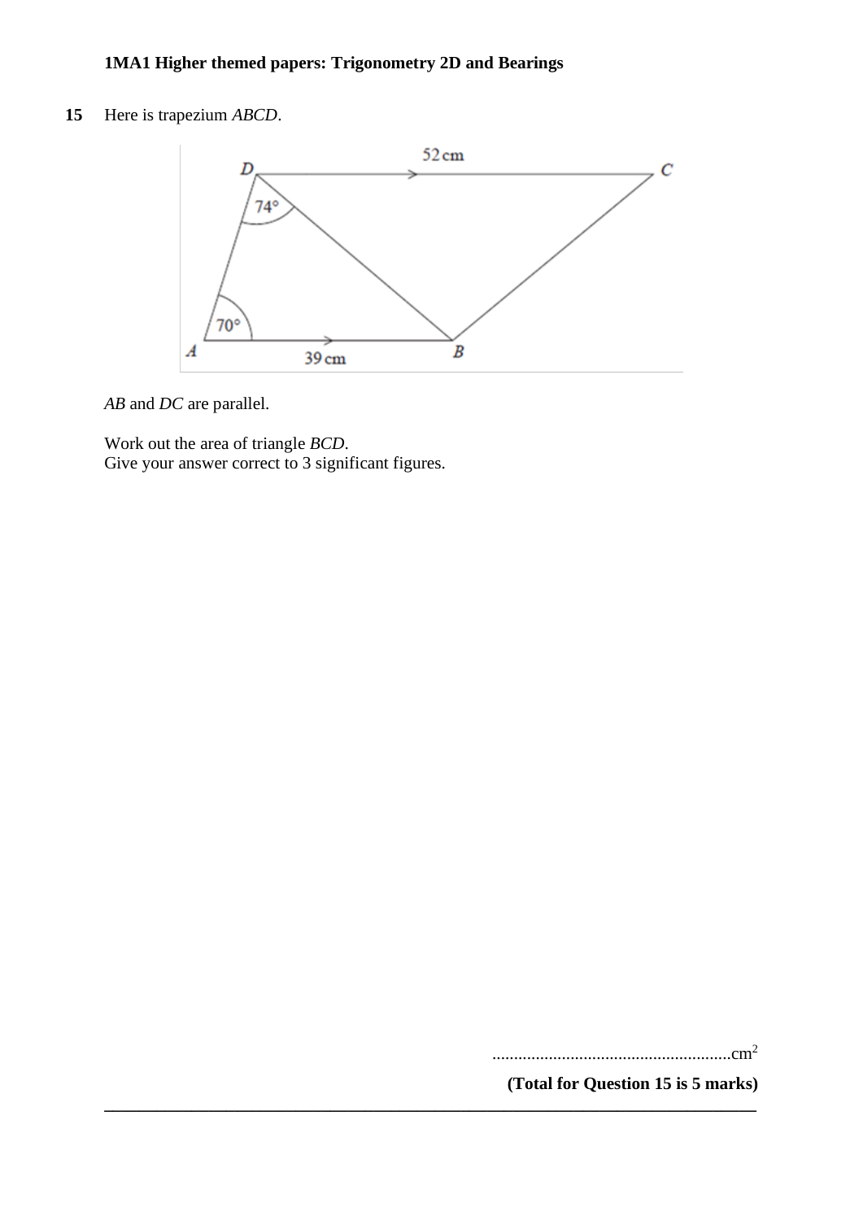**15** Here is trapezium *ABCD*.

*AB* and *DC* are parallel.

Work out the area of triangle *BCD*.
Give your answer correct to 3 significant figures.

.......................................................$cm^2$

**(Total for Question 15 is 5 marks)**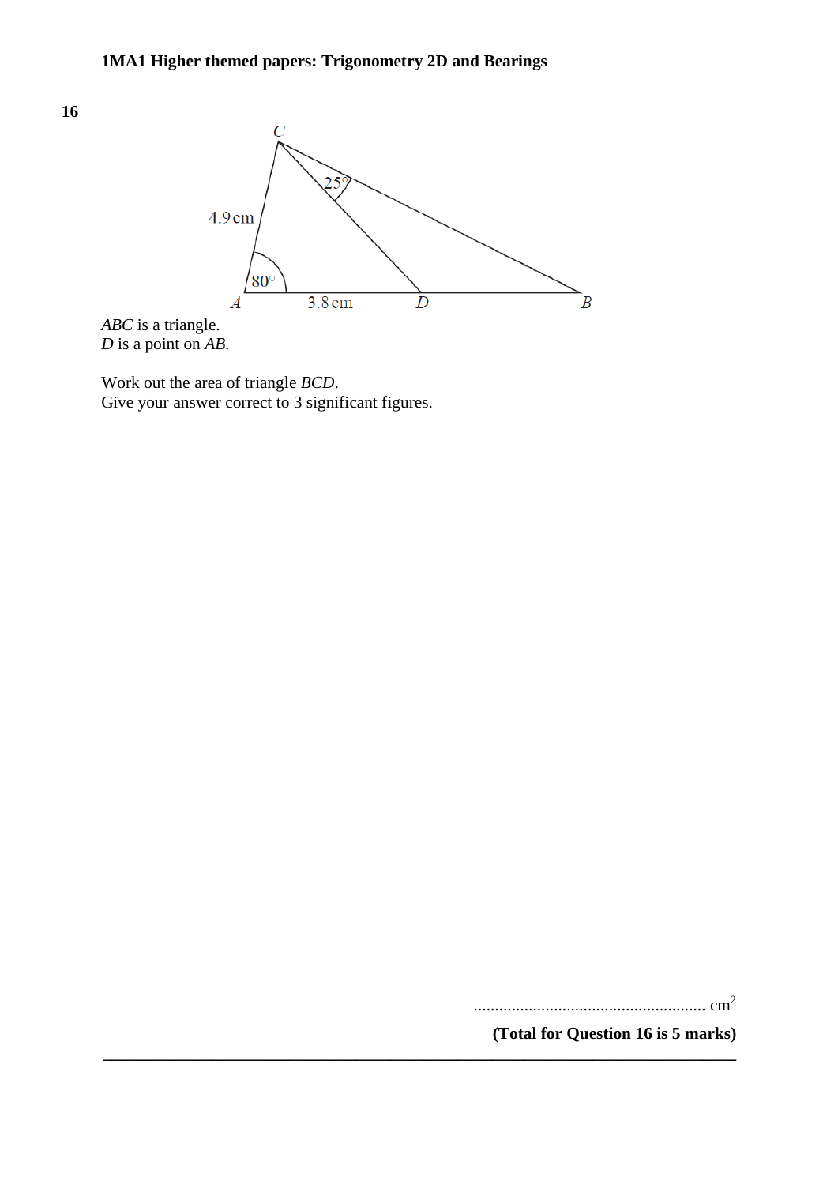**16**

$ABC$ is a triangle.
$D$ is a point on $AB$.

Work out the area of triangle $BCD$.
Give your answer correct to 3 significant figures.

.......................................................... $cm^2$

**(Total for Question 16 is 5 marks)**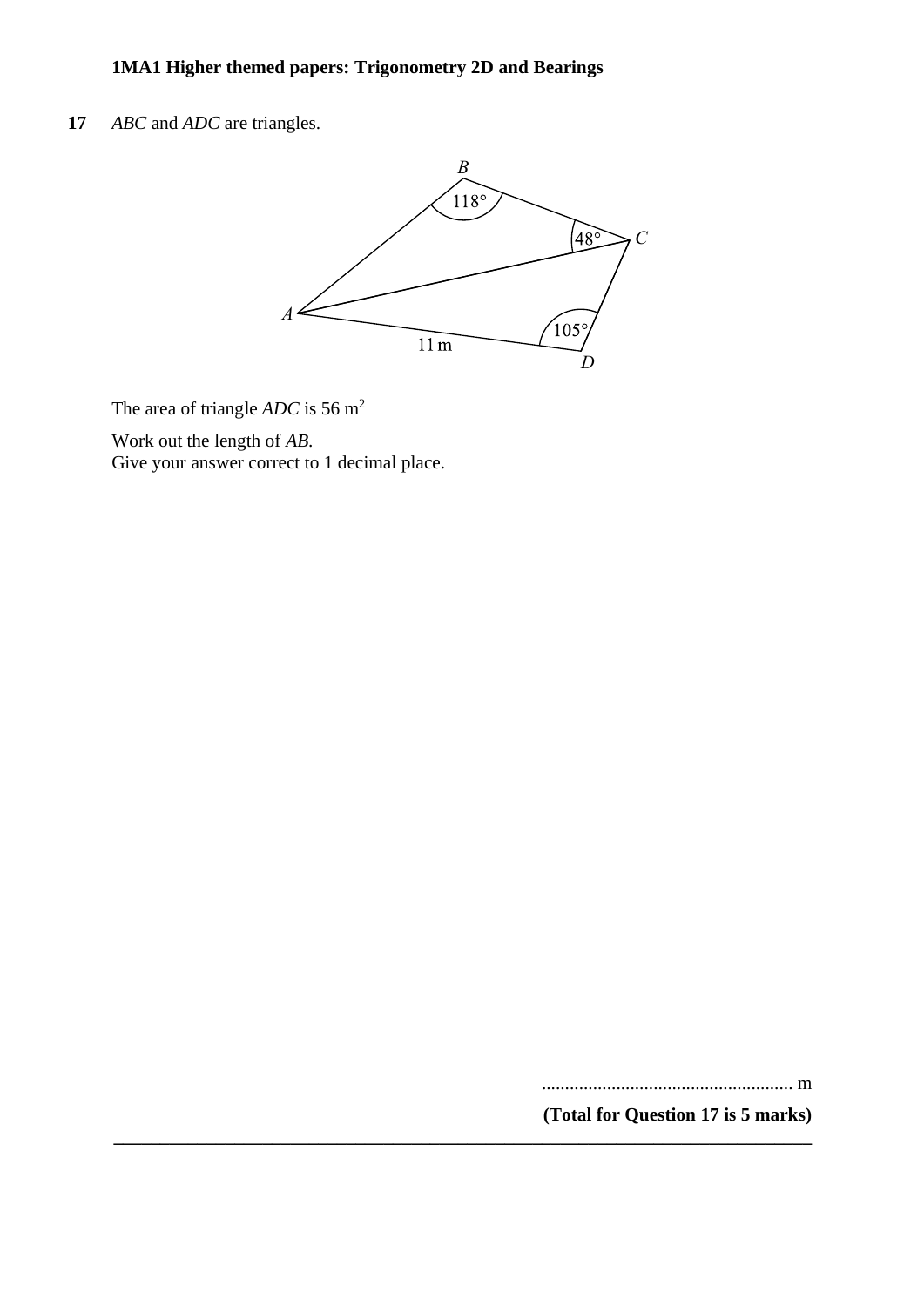**17** *ABC* and *ADC* are triangles.

The area of triangle *ADC* is 56 m$^2$

Work out the length of *AB*.
Give your answer correct to 1 decimal place.

...................................................... m

**(Total for Question 17 is 5 marks)**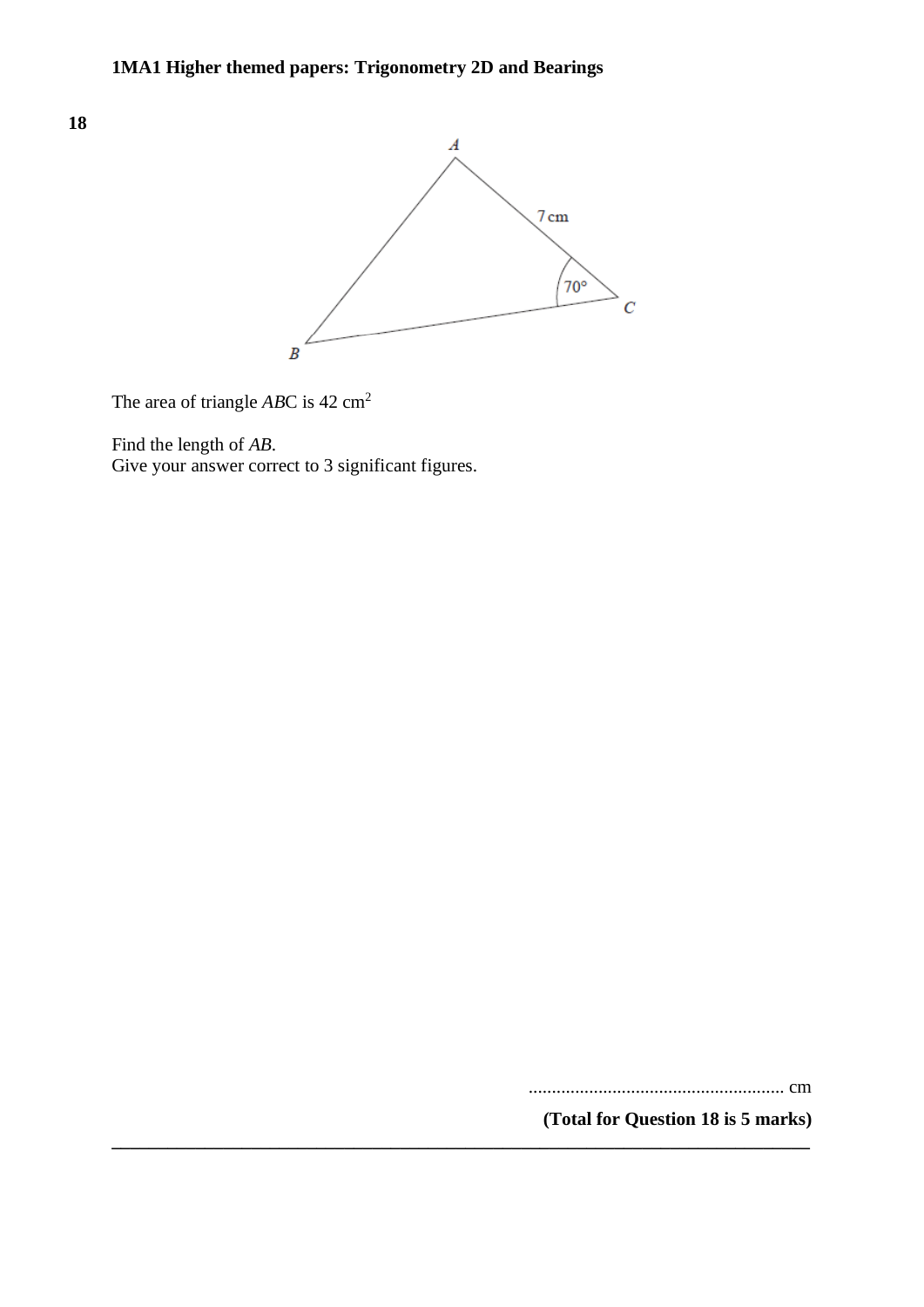**18**

The area of triangle *ABC* is 42 cm$^2$

Find the length of *AB*.
Give your answer correct to 3 significant figures.

....................................................... cm

**(Total for Question 18 is 5 marks)**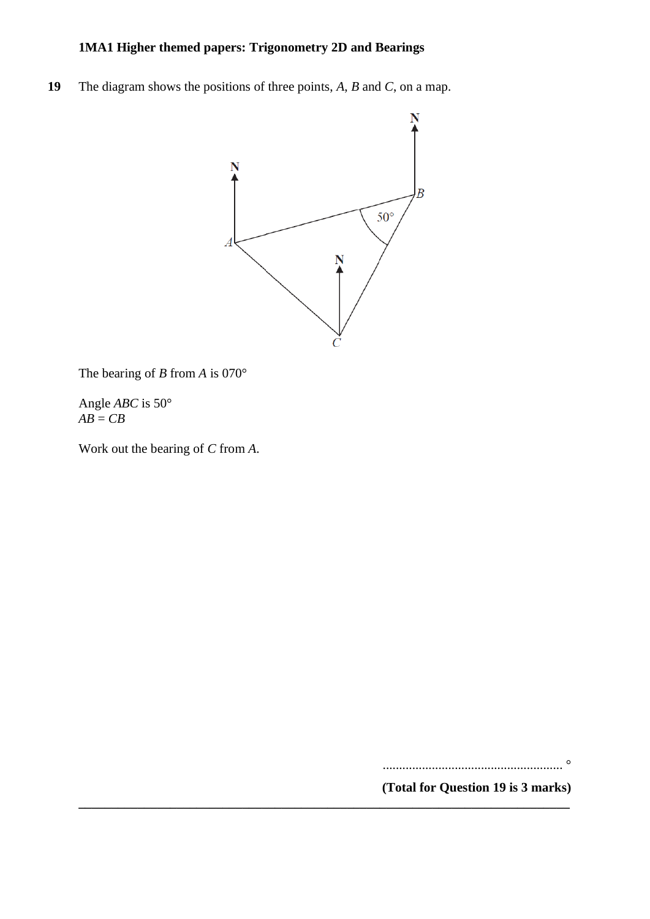**19** The diagram shows the positions of three points, $A$, $B$ and $C$, on a map.

The bearing of $B$ from $A$ is 070°

Angle $ABC$ is 50°
$AB = CB$

Work out the bearing of $C$ from $A$.

........................................................ °

**(Total for Question 19 is 3 marks)**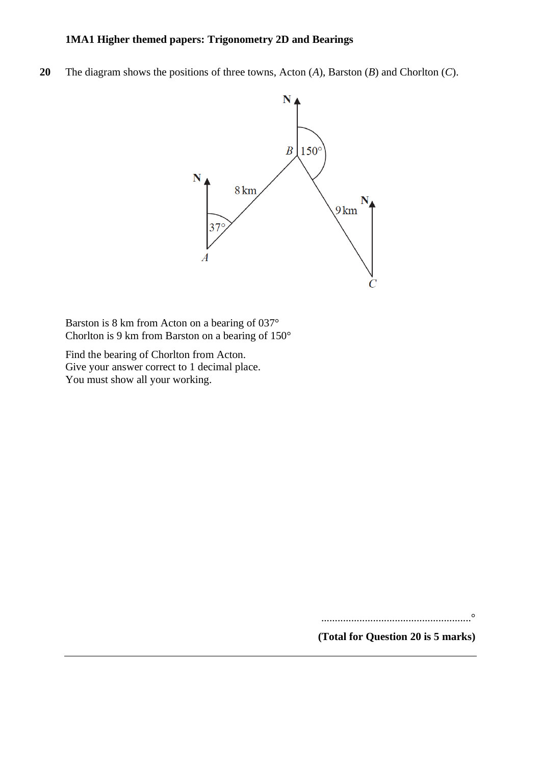**20** The diagram shows the positions of three towns, Acton ($A$), Barston ($B$) and Chorlton ($C$).

Barston is 8 km from Acton on a bearing of 037°
Chorlton is 9 km from Barston on a bearing of 150°

Find the bearing of Chorlton from Acton.
Give your answer correct to 1 decimal place.
You must show all your working.

.......................................................°

**(Total for Question 20 is 5 marks)**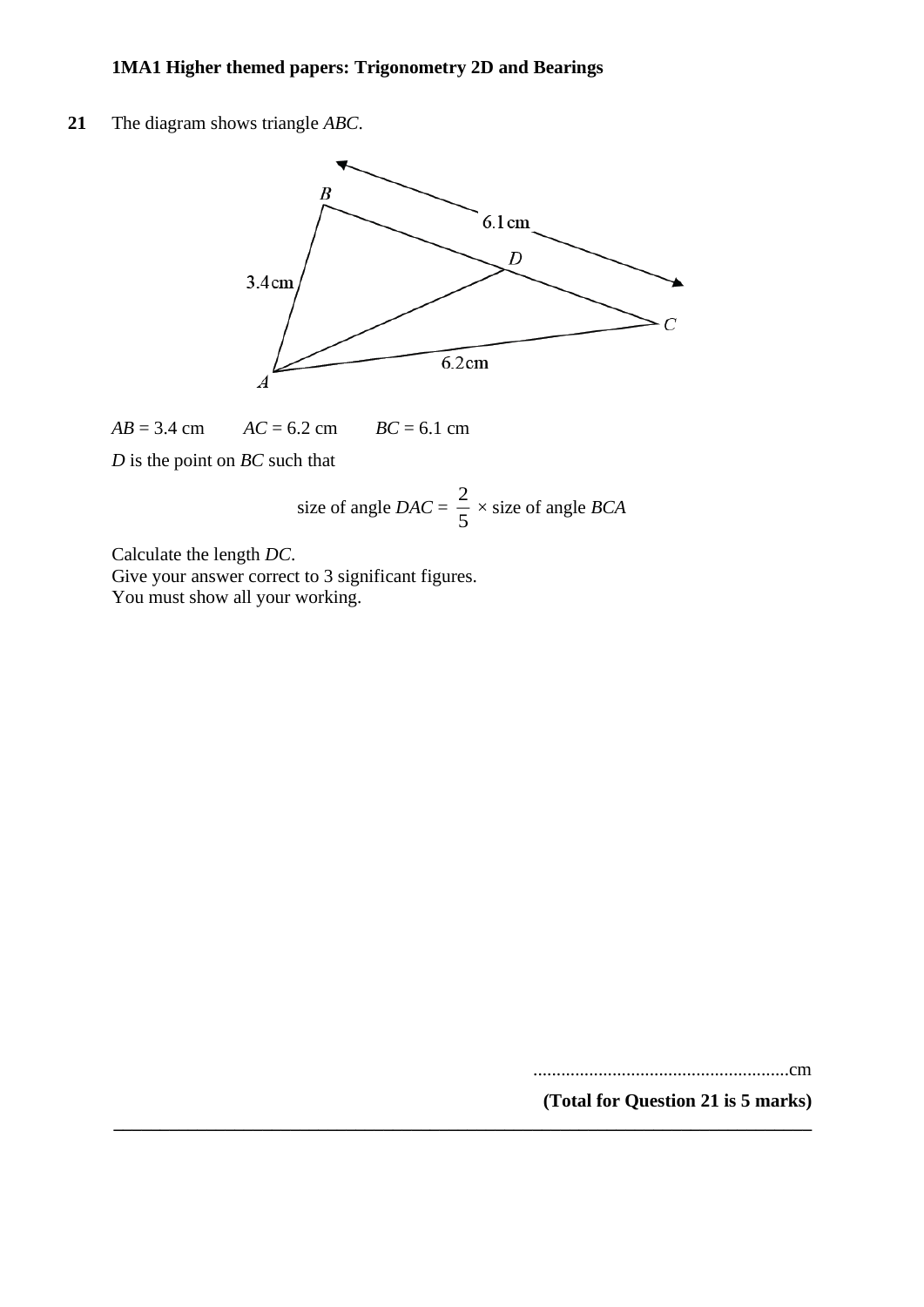**21** The diagram shows triangle $ABC$.

$AB = 3.4$ cm $\quad AC = 6.2$ cm $\quad BC = 6.1$ cm

$D$ is the point on $BC$ such that

$$\text{size of angle } DAC = \frac{2}{5} \times \text{size of angle } BCA$$

Calculate the length $DC$.
Give your answer correct to 3 significant figures.
You must show all your working.

.......................................................cm

**(Total for Question 21 is 5 marks)**

---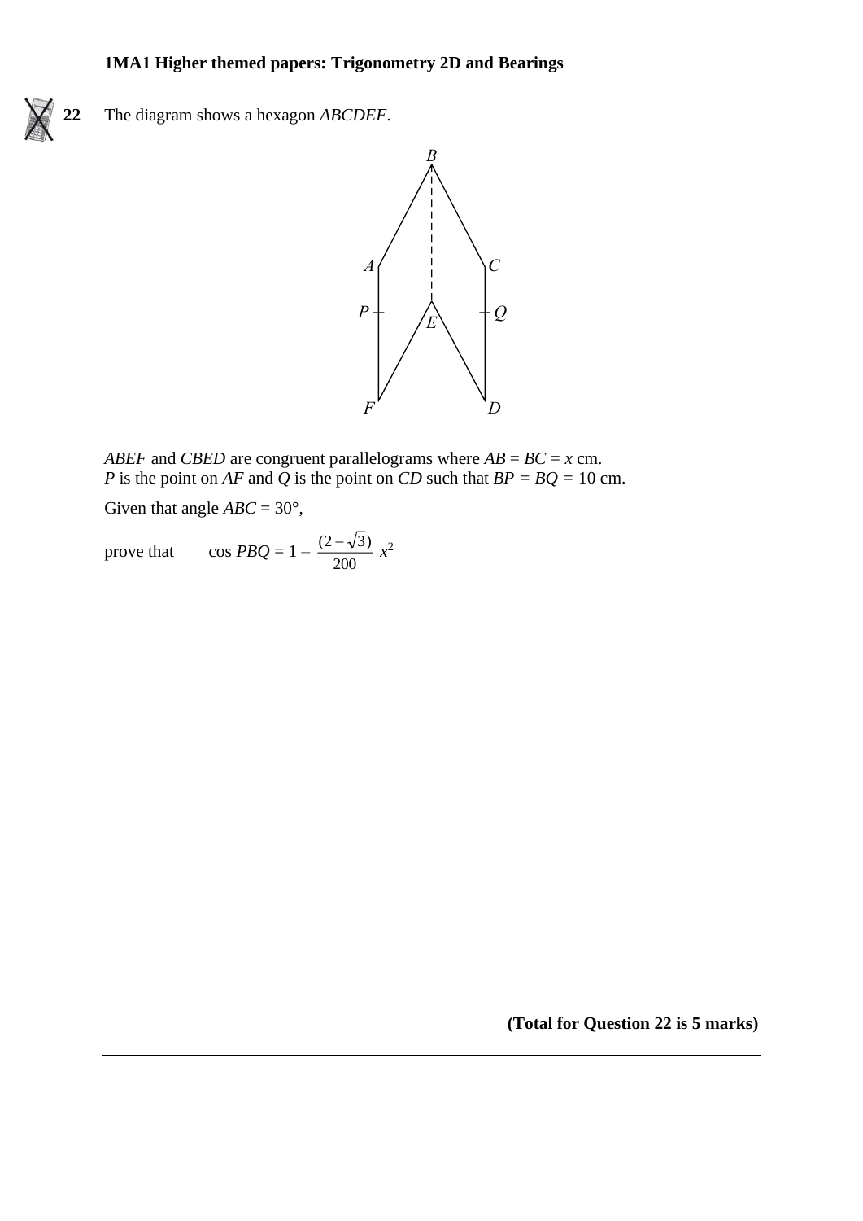**22** The diagram shows a hexagon *ABCDEF*.

*ABEF* and *CBED* are congruent parallelograms where $AB = BC = x$ cm.
*P* is the point on *AF* and *Q* is the point on *CD* such that $BP = BQ = 10$ cm.

Given that angle $ABC = 30°$,

prove that $\cos PBQ = 1 - \frac{(2 - \sqrt{3})}{200} x^2$

**(Total for Question 22 is 5 marks)**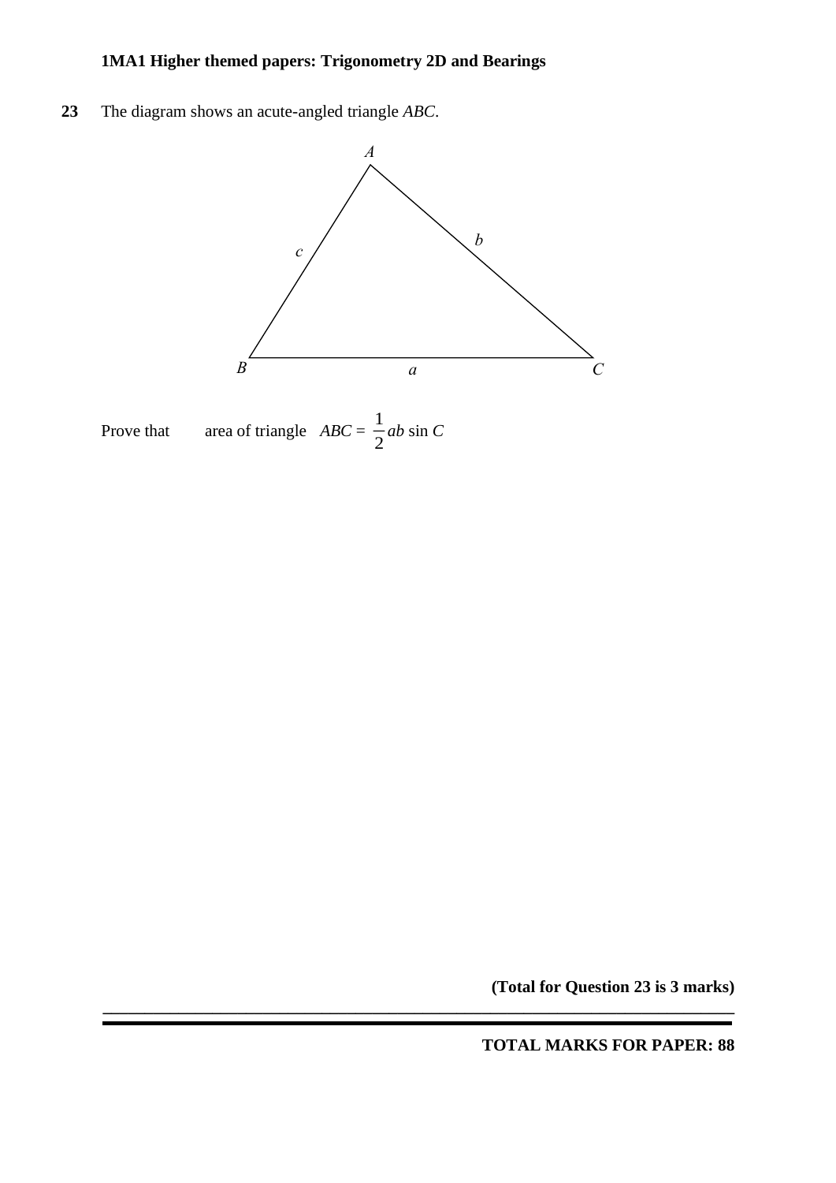**23** The diagram shows an acute-angled triangle $ABC$.

A

c

b

B

a

C

Prove that area of triangle $ABC = \frac{1}{2}ab \sin C$

**(Total for Question 23 is 3 marks)**

**TOTAL MARKS FOR PAPER: 88**